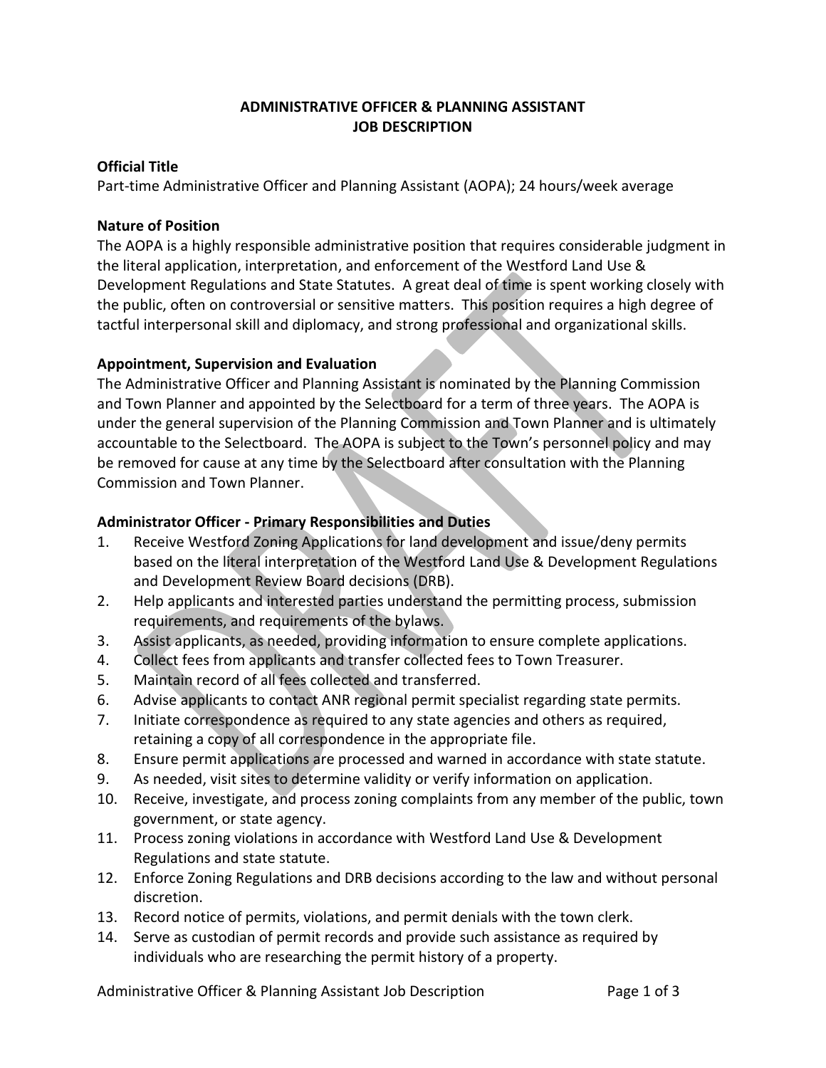# ADMINISTRATIVE OFFICER & PLANNING ASSISTANT JOB DESCRIPTION

**Official Title**

Part-time Administrative Officer and Planning Assistant (AOPA); 24 hours/week average

**Nature of Position**

The AOPA is a highly responsible administrative position that requires considerable judgment in the literal application, interpretation, and enforcement of the Westford Land Use & Development Regulations and State Statutes. A great deal of time is spent working closely with the public, often on controversial or sensitive matters. This position requires a high degree of tactful interpersonal skill and diplomacy, and strong professional and organizational skills.

**Appointment, Supervision and Evaluation**

The Administrative Officer and Planning Assistant is nominated by the Planning Commission and Town Planner and appointed by the Selectboard for a term of three years. The AOPA is under the general supervision of the Planning Commission and Town Planner and is ultimately accountable to the Selectboard. The AOPA is subject to the Town's personnel policy and may be removed for cause at any time by the Selectboard after consultation with the Planning Commission and Town Planner.

**Administrator Officer - Primary Responsibilities and Duties**

1. Receive Westford Zoning Applications for land development and issue/deny permits based on the literal interpretation of the Westford Land Use & Development Regulations and Development Review Board decisions (DRB).
2. Help applicants and interested parties understand the permitting process, submission requirements, and requirements of the bylaws.
3. Assist applicants, as needed, providing information to ensure complete applications.
4. Collect fees from applicants and transfer collected fees to Town Treasurer.
5. Maintain record of all fees collected and transferred.
6. Advise applicants to contact ANR regional permit specialist regarding state permits.
7. Initiate correspondence as required to any state agencies and others as required, retaining a copy of all correspondence in the appropriate file.
8. Ensure permit applications are processed and warned in accordance with state statute.
9. As needed, visit sites to determine validity or verify information on application.
10. Receive, investigate, and process zoning complaints from any member of the public, town government, or state agency.
11. Process zoning violations in accordance with Westford Land Use & Development Regulations and state statute.
12. Enforce Zoning Regulations and DRB decisions according to the law and without personal discretion.
13. Record notice of permits, violations, and permit denials with the town clerk.
14. Serve as custodian of permit records and provide such assistance as required by individuals who are researching the permit history of a property.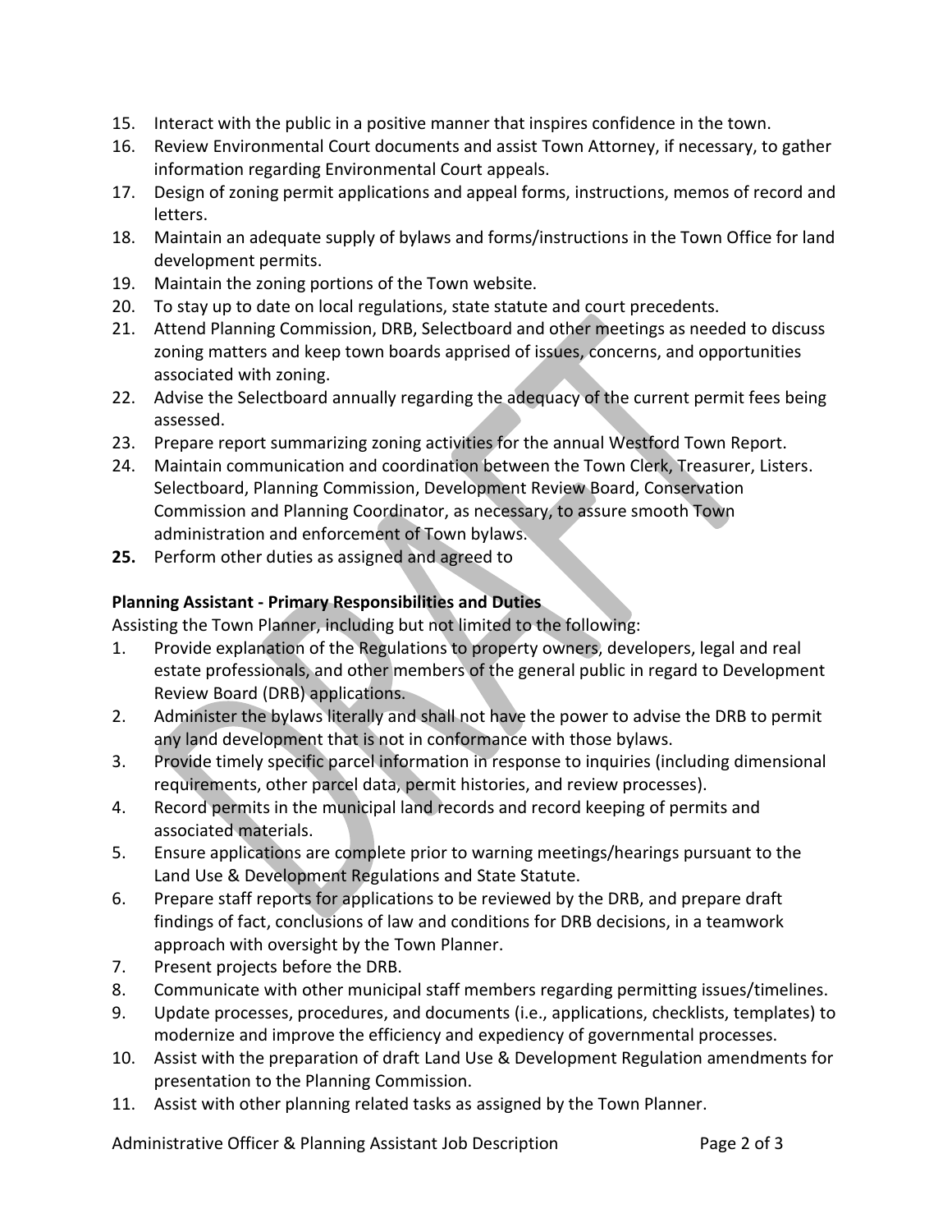15. Interact with the public in a positive manner that inspires confidence in the town.
16. Review Environmental Court documents and assist Town Attorney, if necessary, to gather information regarding Environmental Court appeals.
17. Design of zoning permit applications and appeal forms, instructions, memos of record and letters.
18. Maintain an adequate supply of bylaws and forms/instructions in the Town Office for land development permits.
19. Maintain the zoning portions of the Town website.
20. To stay up to date on local regulations, state statute and court precedents.
21. Attend Planning Commission, DRB, Selectboard and other meetings as needed to discuss zoning matters and keep town boards apprised of issues, concerns, and opportunities associated with zoning.
22. Advise the Selectboard annually regarding the adequacy of the current permit fees being assessed.
23. Prepare report summarizing zoning activities for the annual Westford Town Report.
24. Maintain communication and coordination between the Town Clerk, Treasurer, Listers. Selectboard, Planning Commission, Development Review Board, Conservation Commission and Planning Coordinator, as necessary, to assure smooth Town administration and enforcement of Town bylaws.
25. Perform other duties as assigned and agreed to

**Planning Assistant - Primary Responsibilities and Duties**

Assisting the Town Planner, including but not limited to the following:

1. Provide explanation of the Regulations to property owners, developers, legal and real estate professionals, and other members of the general public in regard to Development Review Board (DRB) applications.
2. Administer the bylaws literally and shall not have the power to advise the DRB to permit any land development that is not in conformance with those bylaws.
3. Provide timely specific parcel information in response to inquiries (including dimensional requirements, other parcel data, permit histories, and review processes).
4. Record permits in the municipal land records and record keeping of permits and associated materials.
5. Ensure applications are complete prior to warning meetings/hearings pursuant to the Land Use & Development Regulations and State Statute.
6. Prepare staff reports for applications to be reviewed by the DRB, and prepare draft findings of fact, conclusions of law and conditions for DRB decisions, in a teamwork approach with oversight by the Town Planner.
7. Present projects before the DRB.
8. Communicate with other municipal staff members regarding permitting issues/timelines.
9. Update processes, procedures, and documents (i.e., applications, checklists, templates) to modernize and improve the efficiency and expediency of governmental processes.
10. Assist with the preparation of draft Land Use & Development Regulation amendments for presentation to the Planning Commission.
11. Assist with other planning related tasks as assigned by the Town Planner.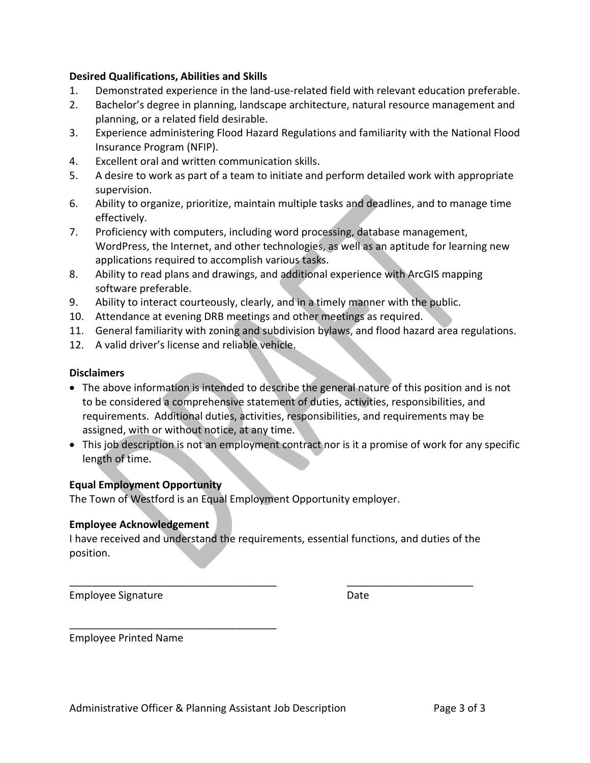**Desired Qualifications, Abilities and Skills**

1. Demonstrated experience in the land-use-related field with relevant education preferable.
2. Bachelor's degree in planning, landscape architecture, natural resource management and planning, or a related field desirable.
3. Experience administering Flood Hazard Regulations and familiarity with the National Flood Insurance Program (NFIP).
4. Excellent oral and written communication skills.
5. A desire to work as part of a team to initiate and perform detailed work with appropriate supervision.
6. Ability to organize, prioritize, maintain multiple tasks and deadlines, and to manage time effectively.
7. Proficiency with computers, including word processing, database management, WordPress, the Internet, and other technologies, as well as an aptitude for learning new applications required to accomplish various tasks.
8. Ability to read plans and drawings, and additional experience with ArcGIS mapping software preferable.
9. Ability to interact courteously, clearly, and in a timely manner with the public.
10. Attendance at evening DRB meetings and other meetings as required.
11. General familiarity with zoning and subdivision bylaws, and flood hazard area regulations.
12. A valid driver's license and reliable vehicle.

**Disclaimers**

- The above information is intended to describe the general nature of this position and is not to be considered a comprehensive statement of duties, activities, responsibilities, and requirements. Additional duties, activities, responsibilities, and requirements may be assigned, with or without notice, at any time.
- This job description is not an employment contract nor is it a promise of work for any specific length of time.

**Equal Employment Opportunity**

The Town of Westford is an Equal Employment Opportunity employer.

**Employee Acknowledgement**

I have received and understand the requirements, essential functions, and duties of the position.

_____________________________________ ______________________

Employee Signature Date

_____________________________________

Employee Printed Name